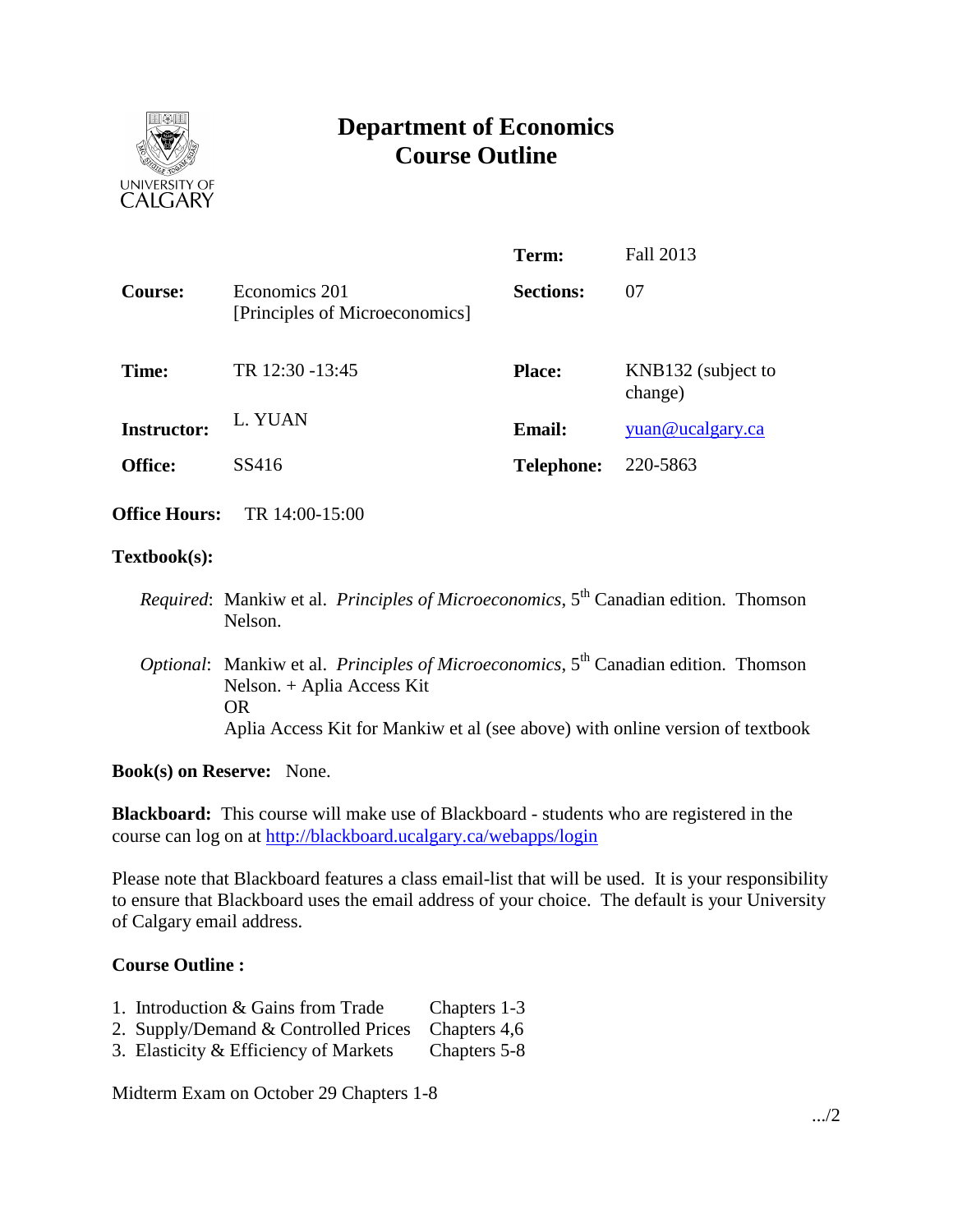# Department of Economics
# Course Outline

| | | | |
|---|---|---|---|
| **Course:** | Economics 201 [Principles of Microeconomics] | **Term:** | Fall 2013 |
| | | **Sections:** | 07 |
| **Time:** | TR 12:30 -13:45 | **Place:** | KNB132 (subject to change) |
| **Instructor:** | L. YUAN | **Email:** | yuan@ucalgary.ca |
| **Office:** | SS416 | **Telephone:** | 220-5863 |

**Office Hours:** TR 14:00-15:00

**Textbook(s):**

*Required*: Mankiw et al. *Principles of Microeconomics,* 5th Canadian edition. Thomson Nelson.

*Optional*: Mankiw et al. *Principles of Microeconomics,* 5th Canadian edition. Thomson Nelson. + Aplia Access Kit
OR
Aplia Access Kit for Mankiw et al (see above) with online version of textbook

**Book(s) on Reserve:** None.

**Blackboard:** This course will make use of Blackboard - students who are registered in the course can log on at http://blackboard.ucalgary.ca/webapps/login

Please note that Blackboard features a class email-list that will be used. It is your responsibility to ensure that Blackboard uses the email address of your choice. The default is your University of Calgary email address.

**Course Outline :**

1. Introduction & Gains from Trade — Chapters 1-3
2. Supply/Demand & Controlled Prices — Chapters 4,6
3. Elasticity & Efficiency of Markets — Chapters 5-8

Midterm Exam on October 29 Chapters 1-8

.../2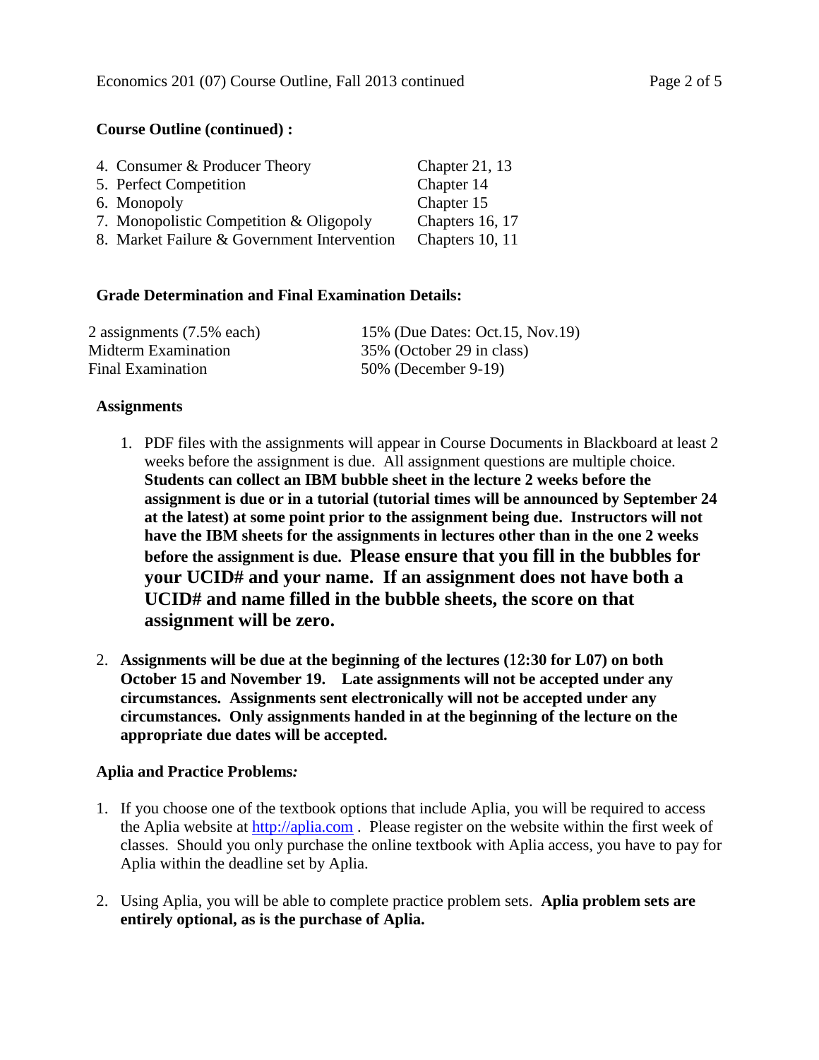**Course Outline (continued) :**

4. Consumer & Producer Theory — Chapter 21, 13
5. Perfect Competition — Chapter 14
6. Monopoly — Chapter 15
7. Monopolistic Competition & Oligopoly — Chapters 16, 17
8. Market Failure & Government Intervention — Chapters 10, 11

**Grade Determination and Final Examination Details:**

| | |
|---|---|
| 2 assignments (7.5% each) | 15% (Due Dates: Oct.15, Nov.19) |
| Midterm Examination | 35% (October 29 in class) |
| Final Examination | 50% (December 9-19) |

**Assignments**

1. PDF files with the assignments will appear in Course Documents in Blackboard at least 2 weeks before the assignment is due. All assignment questions are multiple choice. **Students can collect an IBM bubble sheet in the lecture 2 weeks before the assignment is due or in a tutorial (tutorial times will be announced by September 24 at the latest) at some point prior to the assignment being due. Instructors will not have the IBM sheets for the assignments in lectures other than in the one 2 weeks before the assignment is due. Please ensure that you fill in the bubbles for your UCID# and your name. If an assignment does not have both a UCID# and name filled in the bubble sheets, the score on that assignment will be zero.**

2. **Assignments will be due at the beginning of the lectures (12:30 for L07) on both October 15 and November 19. Late assignments will not be accepted under any circumstances. Assignments sent electronically will not be accepted under any circumstances. Only assignments handed in at the beginning of the lecture on the appropriate due dates will be accepted.**

**Aplia and Practice Problems*:***

1. If you choose one of the textbook options that include Aplia, you will be required to access the Aplia website at http://aplia.com . Please register on the website within the first week of classes. Should you only purchase the online textbook with Aplia access, you have to pay for Aplia within the deadline set by Aplia.

2. Using Aplia, you will be able to complete practice problem sets. **Aplia problem sets are entirely optional, as is the purchase of Aplia.**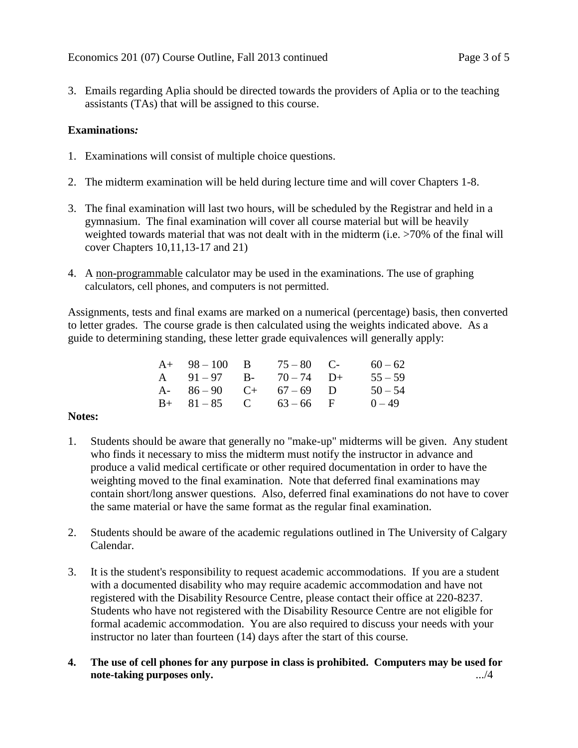3. Emails regarding Aplia should be directed towards the providers of Aplia or to the teaching assistants (TAs) that will be assigned to this course.

**Examinations*:***

1. Examinations will consist of multiple choice questions.

2. The midterm examination will be held during lecture time and will cover Chapters 1-8.

3. The final examination will last two hours, will be scheduled by the Registrar and held in a gymnasium. The final examination will cover all course material but will be heavily weighted towards material that was not dealt with in the midterm (i.e. >70% of the final will cover Chapters 10,11,13-17 and 21)

4. A <u>non-programmable</u> calculator may be used in the examinations. The use of graphing calculators, cell phones, and computers is not permitted.

Assignments, tests and final exams are marked on a numerical (percentage) basis, then converted to letter grades. The course grade is then calculated using the weights indicated above. As a guide to determining standing, these letter grade equivalences will generally apply:

| | | | | | |
|---|---|---|---|---|---|
| A+ | 98 – 100 | B | 75 – 80 | C- | 60 – 62 |
| A | 91 – 97 | B- | 70 – 74 | D+ | 55 – 59 |
| A- | 86 – 90 | C+ | 67 – 69 | D | 50 – 54 |
| B+ | 81 – 85 | C | 63 – 66 | F | 0 – 49 |

**Notes:**

1. Students should be aware that generally no "make-up" midterms will be given. Any student who finds it necessary to miss the midterm must notify the instructor in advance and produce a valid medical certificate or other required documentation in order to have the weighting moved to the final examination. Note that deferred final examinations may contain short/long answer questions. Also, deferred final examinations do not have to cover the same material or have the same format as the regular final examination.

2. Students should be aware of the academic regulations outlined in The University of Calgary Calendar.

3. It is the student's responsibility to request academic accommodations. If you are a student with a documented disability who may require academic accommodation and have not registered with the Disability Resource Centre, please contact their office at 220-8237. Students who have not registered with the Disability Resource Centre are not eligible for formal academic accommodation. You are also required to discuss your needs with your instructor no later than fourteen (14) days after the start of this course.

4. **The use of cell phones for any purpose in class is prohibited. Computers may be used for note-taking purposes only.**

.../4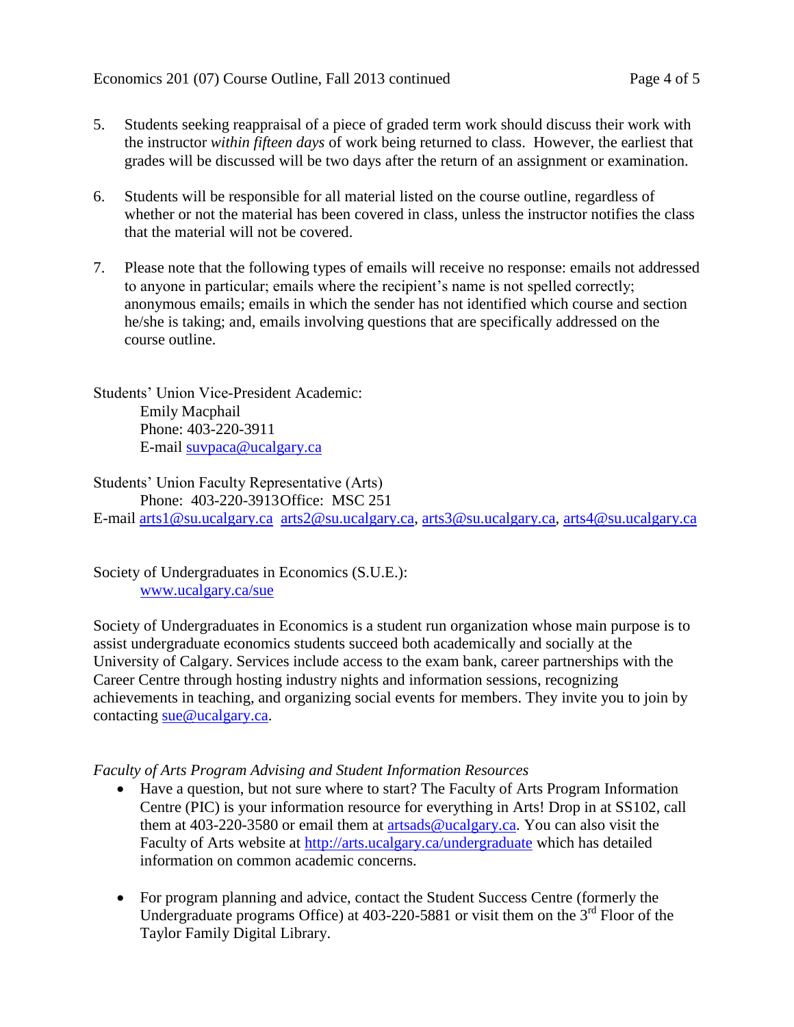5. Students seeking reappraisal of a piece of graded term work should discuss their work with the instructor *within fifteen days* of work being returned to class. However, the earliest that grades will be discussed will be two days after the return of an assignment or examination.

6. Students will be responsible for all material listed on the course outline, regardless of whether or not the material has been covered in class, unless the instructor notifies the class that the material will not be covered.

7. Please note that the following types of emails will receive no response: emails not addressed to anyone in particular; emails where the recipient's name is not spelled correctly; anonymous emails; emails in which the sender has not identified which course and section he/she is taking; and, emails involving questions that are specifically addressed on the course outline.

Students' Union Vice-President Academic:
Emily Macphail
Phone: 403-220-3911
E-mail suvpaca@ucalgary.ca

Students' Union Faculty Representative (Arts)
Phone: 403-220-3913Office: MSC 251
E-mail arts1@su.ucalgary.ca arts2@su.ucalgary.ca, arts3@su.ucalgary.ca, arts4@su.ucalgary.ca

Society of Undergraduates in Economics (S.U.E.):
www.ucalgary.ca/sue

Society of Undergraduates in Economics is a student run organization whose main purpose is to assist undergraduate economics students succeed both academically and socially at the University of Calgary. Services include access to the exam bank, career partnerships with the Career Centre through hosting industry nights and information sessions, recognizing achievements in teaching, and organizing social events for members. They invite you to join by contacting sue@ucalgary.ca.

*Faculty of Arts Program Advising and Student Information Resources*

- Have a question, but not sure where to start? The Faculty of Arts Program Information Centre (PIC) is your information resource for everything in Arts! Drop in at SS102, call them at 403-220-3580 or email them at artsads@ucalgary.ca. You can also visit the Faculty of Arts website at http://arts.ucalgary.ca/undergraduate which has detailed information on common academic concerns.

- For program planning and advice, contact the Student Success Centre (formerly the Undergraduate programs Office) at 403-220-5881 or visit them on the 3rd Floor of the Taylor Family Digital Library.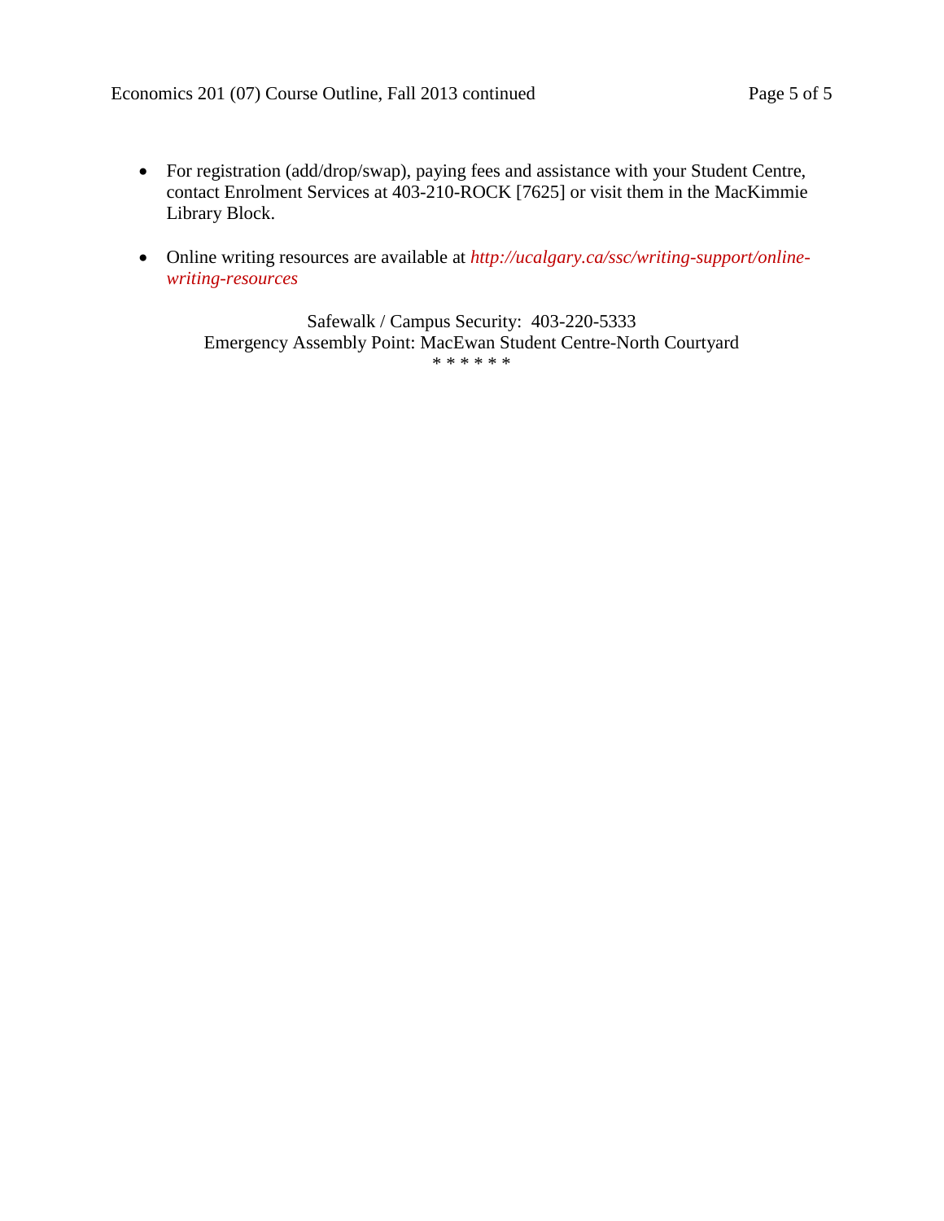- For registration (add/drop/swap), paying fees and assistance with your Student Centre, contact Enrolment Services at 403-210-ROCK [7625] or visit them in the MacKimmie Library Block.

- Online writing resources are available at *http://ucalgary.ca/ssc/writing-support/online-writing-resources*

Safewalk / Campus Security: 403-220-5333
Emergency Assembly Point: MacEwan Student Centre-North Courtyard
* * * * * *